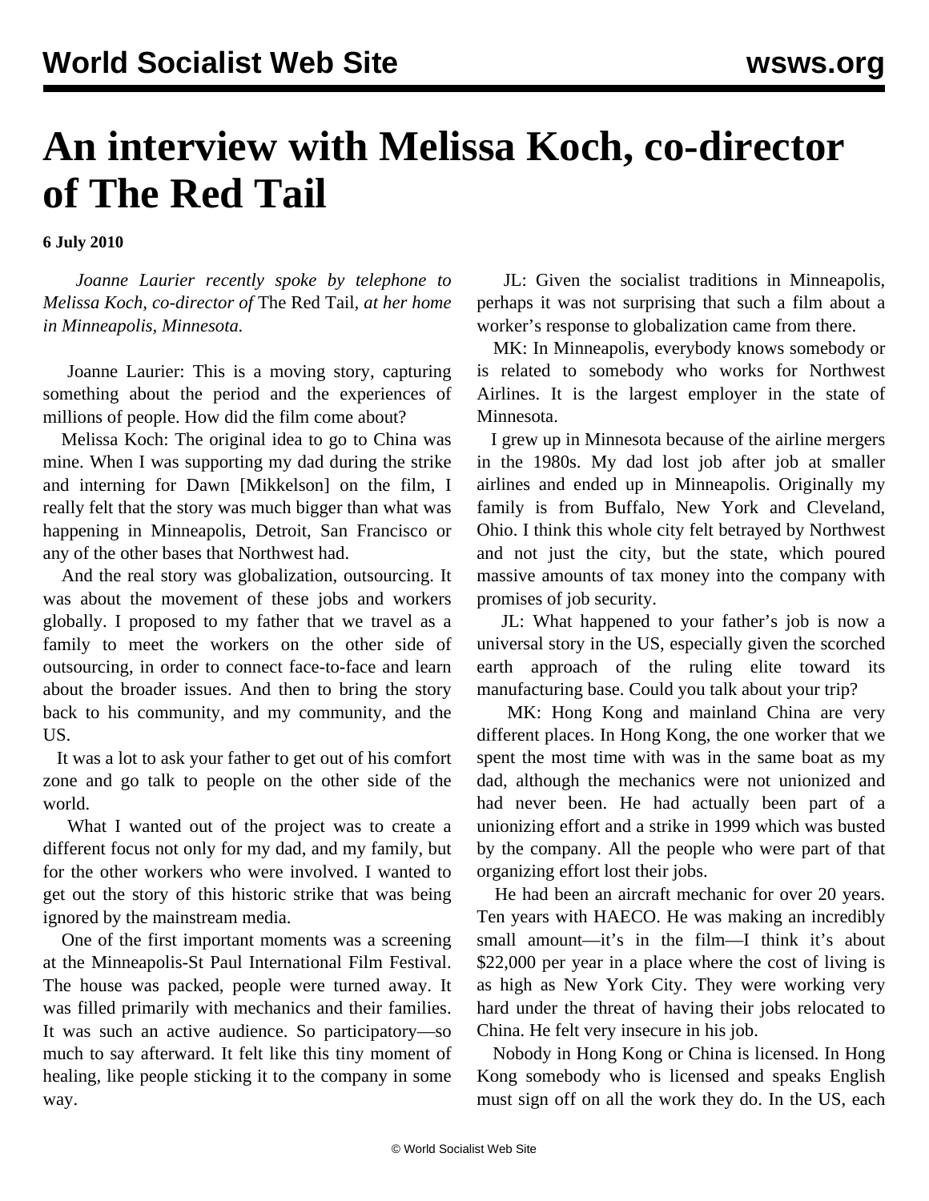# An interview with Melissa Koch, co-director of The Red Tail

**6 July 2010**

*Joanne Laurier recently spoke by telephone to Melissa Koch, co-director of* The Red Tail*, at her home in Minneapolis, Minnesota.*

Joanne Laurier: This is a moving story, capturing something about the period and the experiences of millions of people. How did the film come about?

Melissa Koch: The original idea to go to China was mine. When I was supporting my dad during the strike and interning for Dawn [Mikkelson] on the film, I really felt that the story was much bigger than what was happening in Minneapolis, Detroit, San Francisco or any of the other bases that Northwest had.

And the real story was globalization, outsourcing. It was about the movement of these jobs and workers globally. I proposed to my father that we travel as a family to meet the workers on the other side of outsourcing, in order to connect face-to-face and learn about the broader issues. And then to bring the story back to his community, and my community, and the US.

It was a lot to ask your father to get out of his comfort zone and go talk to people on the other side of the world.

What I wanted out of the project was to create a different focus not only for my dad, and my family, but for the other workers who were involved. I wanted to get out the story of this historic strike that was being ignored by the mainstream media.

One of the first important moments was a screening at the Minneapolis-St Paul International Film Festival. The house was packed, people were turned away. It was filled primarily with mechanics and their families. It was such an active audience. So participatory—so much to say afterward. It felt like this tiny moment of healing, like people sticking it to the company in some way.

JL: Given the socialist traditions in Minneapolis, perhaps it was not surprising that such a film about a worker's response to globalization came from there.

MK: In Minneapolis, everybody knows somebody or is related to somebody who works for Northwest Airlines. It is the largest employer in the state of Minnesota.

I grew up in Minnesota because of the airline mergers in the 1980s. My dad lost job after job at smaller airlines and ended up in Minneapolis. Originally my family is from Buffalo, New York and Cleveland, Ohio. I think this whole city felt betrayed by Northwest and not just the city, but the state, which poured massive amounts of tax money into the company with promises of job security.

JL: What happened to your father's job is now a universal story in the US, especially given the scorched earth approach of the ruling elite toward its manufacturing base. Could you talk about your trip?

MK: Hong Kong and mainland China are very different places. In Hong Kong, the one worker that we spent the most time with was in the same boat as my dad, although the mechanics were not unionized and had never been. He had actually been part of a unionizing effort and a strike in 1999 which was busted by the company. All the people who were part of that organizing effort lost their jobs.

He had been an aircraft mechanic for over 20 years. Ten years with HAECO. He was making an incredibly small amount—it's in the film—I think it's about $22,000 per year in a place where the cost of living is as high as New York City. They were working very hard under the threat of having their jobs relocated to China. He felt very insecure in his job.

Nobody in Hong Kong or China is licensed. In Hong Kong somebody who is licensed and speaks English must sign off on all the work they do. In the US, each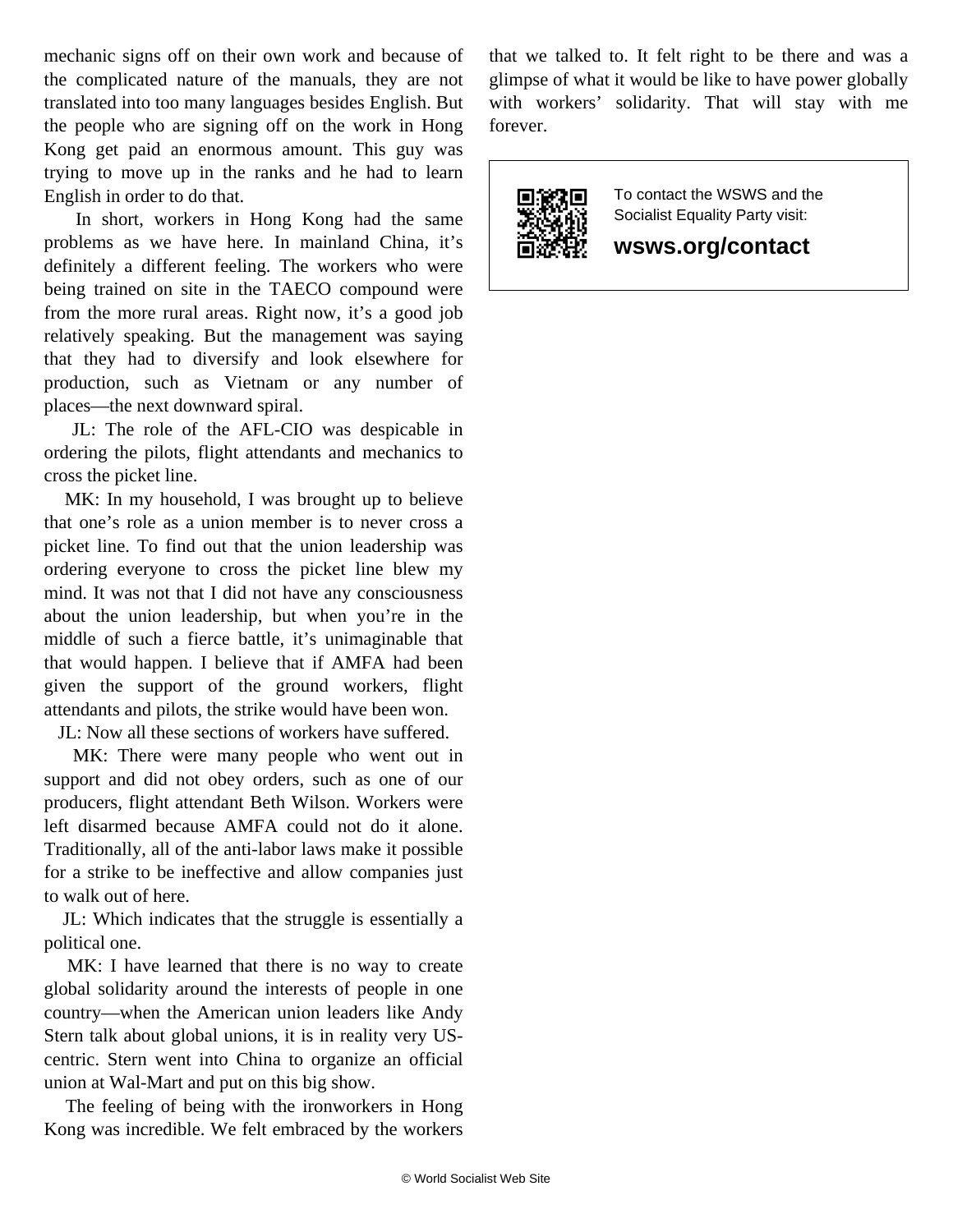mechanic signs off on their own work and because of the complicated nature of the manuals, they are not translated into too many languages besides English. But the people who are signing off on the work in Hong Kong get paid an enormous amount. This guy was trying to move up in the ranks and he had to learn English in order to do that.

In short, workers in Hong Kong had the same problems as we have here. In mainland China, it's definitely a different feeling. The workers who were being trained on site in the TAECO compound were from the more rural areas. Right now, it's a good job relatively speaking. But the management was saying that they had to diversify and look elsewhere for production, such as Vietnam or any number of places—the next downward spiral.

JL: The role of the AFL-CIO was despicable in ordering the pilots, flight attendants and mechanics to cross the picket line.

MK: In my household, I was brought up to believe that one's role as a union member is to never cross a picket line. To find out that the union leadership was ordering everyone to cross the picket line blew my mind. It was not that I did not have any consciousness about the union leadership, but when you're in the middle of such a fierce battle, it's unimaginable that that would happen. I believe that if AMFA had been given the support of the ground workers, flight attendants and pilots, the strike would have been won.

JL: Now all these sections of workers have suffered.

MK: There were many people who went out in support and did not obey orders, such as one of our producers, flight attendant Beth Wilson. Workers were left disarmed because AMFA could not do it alone. Traditionally, all of the anti-labor laws make it possible for a strike to be ineffective and allow companies just to walk out of here.

JL: Which indicates that the struggle is essentially a political one.

MK: I have learned that there is no way to create global solidarity around the interests of people in one country—when the American union leaders like Andy Stern talk about global unions, it is in reality very US-centric. Stern went into China to organize an official union at Wal-Mart and put on this big show.

The feeling of being with the ironworkers in Hong Kong was incredible. We felt embraced by the workers that we talked to. It felt right to be there and was a glimpse of what it would be like to have power globally with workers' solidarity. That will stay with me forever.

To contact the WSWS and the Socialist Equality Party visit:

**wsws.org/contact**